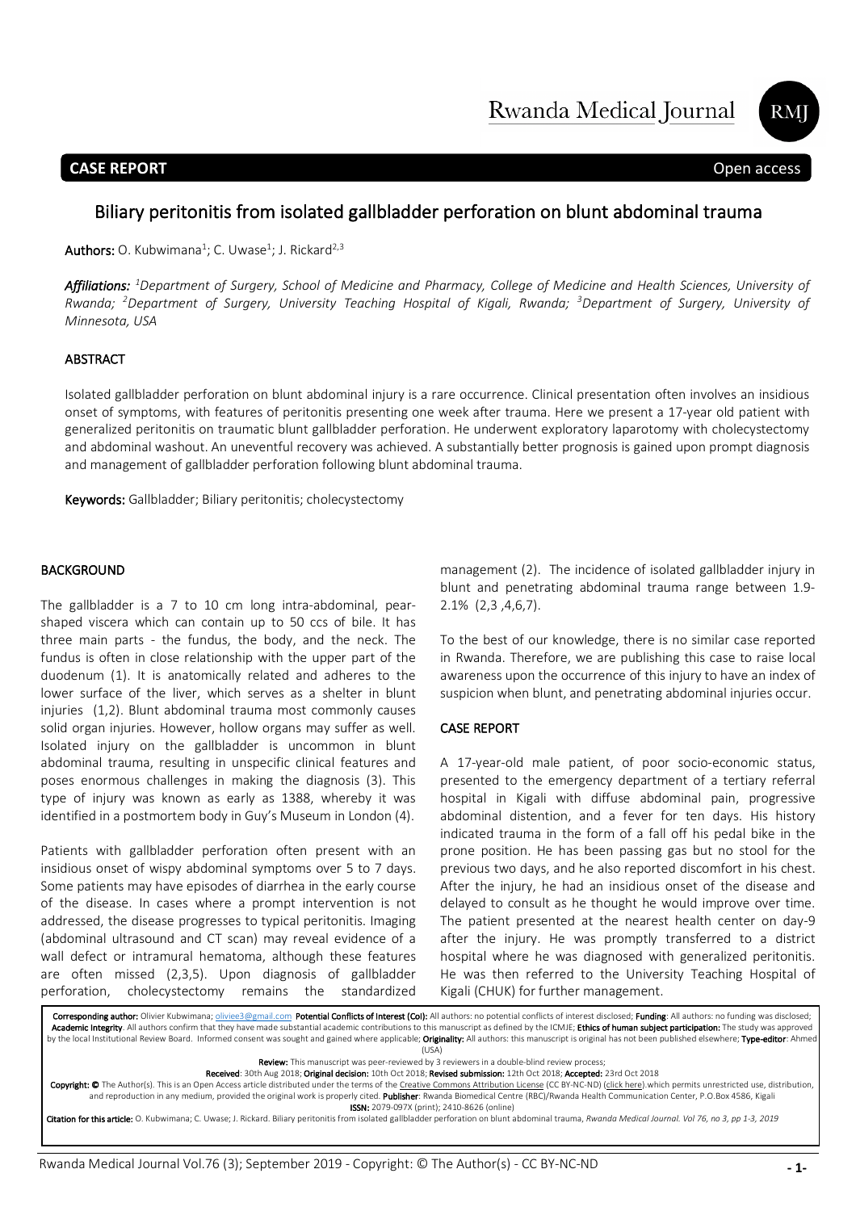**CASE REPORT** Open access

# Biliary peritonitis from isolated gallbladder perforation on blunt abdominal trauma

**Authors:** O. Kubwimana[1]; C. Uwase[1]; J. Rickard[2,3]

***Affiliations:*** *[1]Department of Surgery, School of Medicine and Pharmacy, College of Medicine and Health Sciences, University of Rwanda; [2]Department of Surgery, University Teaching Hospital of Kigali, Rwanda; [3]Department of Surgery, University of Minnesota, USA*

## ABSTRACT

Isolated gallbladder perforation on blunt abdominal injury is a rare occurrence. Clinical presentation often involves an insidious onset of symptoms, with features of peritonitis presenting one week after trauma. Here we present a 17-year old patient with generalized peritonitis on traumatic blunt gallbladder perforation. He underwent exploratory laparotomy with cholecystectomy and abdominal washout. An uneventful recovery was achieved. A substantially better prognosis is gained upon prompt diagnosis and management of gallbladder perforation following blunt abdominal trauma.

**Keywords:** Gallbladder; Biliary peritonitis; cholecystectomy

## BACKGROUND

The gallbladder is a 7 to 10 cm long intra-abdominal, pear-shaped viscera which can contain up to 50 ccs of bile. It has three main parts - the fundus, the body, and the neck. The fundus is often in close relationship with the upper part of the duodenum (1). It is anatomically related and adheres to the lower surface of the liver, which serves as a shelter in blunt injuries (1,2). Blunt abdominal trauma most commonly causes solid organ injuries. However, hollow organs may suffer as well. Isolated injury on the gallbladder is uncommon in blunt abdominal trauma, resulting in unspecific clinical features and poses enormous challenges in making the diagnosis (3). This type of injury was known as early as 1388, whereby it was identified in a postmortem body in Guy's Museum in London (4).

Patients with gallbladder perforation often present with an insidious onset of wispy abdominal symptoms over 5 to 7 days. Some patients may have episodes of diarrhea in the early course of the disease. In cases where a prompt intervention is not addressed, the disease progresses to typical peritonitis. Imaging (abdominal ultrasound and CT scan) may reveal evidence of a wall defect or intramural hematoma, although these features are often missed (2,3,5). Upon diagnosis of gallbladder perforation, cholecystectomy remains the standardized management (2). The incidence of isolated gallbladder injury in blunt and penetrating abdominal trauma range between 1.9-2.1% (2,3 ,4,6,7).

To the best of our knowledge, there is no similar case reported in Rwanda. Therefore, we are publishing this case to raise local awareness upon the occurrence of this injury to have an index of suspicion when blunt, and penetrating abdominal injuries occur.

## CASE REPORT

A 17-year-old male patient, of poor socio-economic status, presented to the emergency department of a tertiary referral hospital in Kigali with diffuse abdominal pain, progressive abdominal distention, and a fever for ten days. His history indicated trauma in the form of a fall off his pedal bike in the prone position. He has been passing gas but no stool for the previous two days, and he also reported discomfort in his chest. After the injury, he had an insidious onset of the disease and delayed to consult as he thought he would improve over time. The patient presented at the nearest health center on day-9 after the injury. He was promptly transferred to a district hospital where he was diagnosed with generalized peritonitis. He was then referred to the University Teaching Hospital of Kigali (CHUK) for further management.

**Corresponding author:** Olivier Kubwimana; oliviee3@gmail.com **Potential Conflicts of Interest (CoI):** All authors: no potential conflicts of interest disclosed; **Funding**: All authors: no funding was disclosed; **Academic Integrity**. All authors confirm that they have made substantial academic contributions to this manuscript as defined by the ICMJE; **Ethics of human subject participation:** The study was approved by the local Institutional Review Board. Informed consent was sought and gained where applicable; **Originality:** All authors: this manuscript is original has not been published elsewhere; **Type-editor**: Ahmed (USA)

**Review:** This manuscript was peer-reviewed by 3 reviewers in a double-blind review process;

**Received**: 30th Aug 2018; **Original decision:** 10th Oct 2018; **Revised submission:** 12th Oct 2018; **Accepted:** 23rd Oct 2018

**Copyright: ©** The Author(s). This is an Open Access article distributed under the terms of the Creative Commons Attribution License (CC BY-NC-ND) (click here).which permits unrestricted use, distribution, and reproduction in any medium, provided the original work is properly cited. **Publisher**: Rwanda Biomedical Centre (RBC)/Rwanda Health Communication Center, P.O.Box 4586, Kigali

**ISSN:** 2079-097X (print); 2410-8626 (online)

**Citation for this article:** O. Kubwimana; C. Uwase; J. Rickard. Biliary peritonitis from isolated gallbladder perforation on blunt abdominal trauma, *Rwanda Medical Journal. Vol 76, no 3, pp 1-3, 2019*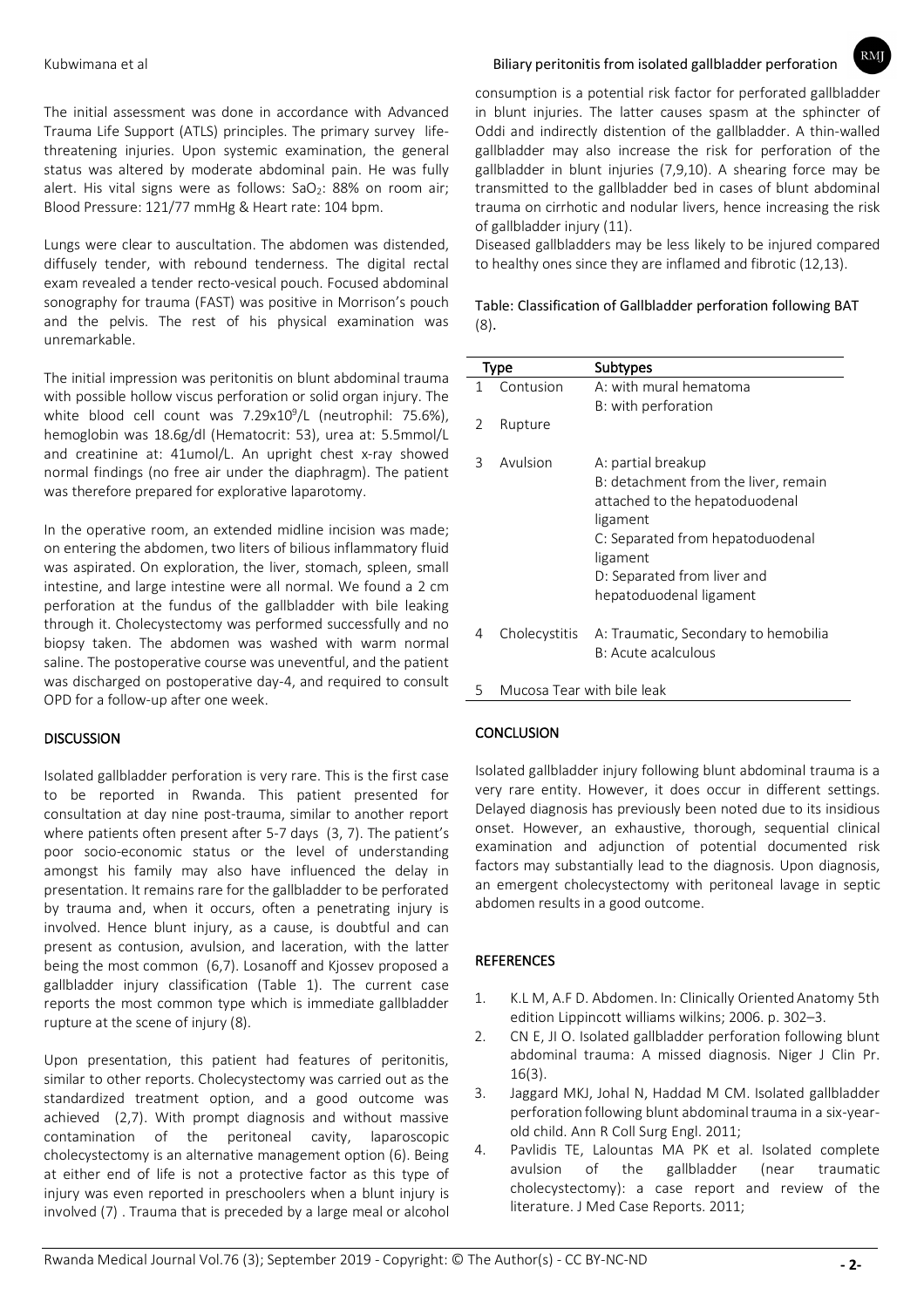The initial assessment was done in accordance with Advanced Trauma Life Support (ATLS) principles. The primary survey life-threatening injuries. Upon systemic examination, the general status was altered by moderate abdominal pain. He was fully alert. His vital signs were as follows: $SaO_2$: 88% on room air; Blood Pressure: 121/77 mmHg & Heart rate: 104 bpm.

Lungs were clear to auscultation. The abdomen was distended, diffusely tender, with rebound tenderness. The digital rectal exam revealed a tender recto-vesical pouch. Focused abdominal sonography for trauma (FAST) was positive in Morrison's pouch and the pelvis. The rest of his physical examination was unremarkable.

The initial impression was peritonitis on blunt abdominal trauma with possible hollow viscus perforation or solid organ injury. The white blood cell count was $7.29 \times 10^9$/L (neutrophil: 75.6%), hemoglobin was 18.6g/dl (Hematocrit: 53), urea at: 5.5mmol/L and creatinine at: 41umol/L. An upright chest x-ray showed normal findings (no free air under the diaphragm). The patient was therefore prepared for explorative laparotomy.

In the operative room, an extended midline incision was made; on entering the abdomen, two liters of bilious inflammatory fluid was aspirated. On exploration, the liver, stomach, spleen, small intestine, and large intestine were all normal. We found a 2 cm perforation at the fundus of the gallbladder with bile leaking through it. Cholecystectomy was performed successfully and no biopsy taken. The abdomen was washed with warm normal saline. The postoperative course was uneventful, and the patient was discharged on postoperative day-4, and required to consult OPD for a follow-up after one week.

## DISCUSSION

Isolated gallbladder perforation is very rare. This is the first case to be reported in Rwanda. This patient presented for consultation at day nine post-trauma, similar to another report where patients often present after 5-7 days (3, 7). The patient's poor socio-economic status or the level of understanding amongst his family may also have influenced the delay in presentation. It remains rare for the gallbladder to be perforated by trauma and, when it occurs, often a penetrating injury is involved. Hence blunt injury, as a cause, is doubtful and can present as contusion, avulsion, and laceration, with the latter being the most common (6,7). Losanoff and Kjossev proposed a gallbladder injury classification (Table 1). The current case reports the most common type which is immediate gallbladder rupture at the scene of injury (8).

Upon presentation, this patient had features of peritonitis, similar to other reports. Cholecystectomy was carried out as the standardized treatment option, and a good outcome was achieved (2,7). With prompt diagnosis and without massive contamination of the peritoneal cavity, laparoscopic cholecystectomy is an alternative management option (6). Being at either end of life is not a protective factor as this type of injury was even reported in preschoolers when a blunt injury is involved (7) . Trauma that is preceded by a large meal or alcohol consumption is a potential risk factor for perforated gallbladder in blunt injuries. The latter causes spasm at the sphincter of Oddi and indirectly distention of the gallbladder. A thin-walled gallbladder may also increase the risk for perforation of the gallbladder in blunt injuries (7,9,10). A shearing force may be transmitted to the gallbladder bed in cases of blunt abdominal trauma on cirrhotic and nodular livers, hence increasing the risk of gallbladder injury (11).

Diseased gallbladders may be less likely to be injured compared to healthy ones since they are inflamed and fibrotic (12,13).

Table: Classification of Gallbladder perforation following BAT (8).

| | Type | Subtypes |
|---|---|---|
| 1 | Contusion | A: with mural hematoma<br>B: with perforation |
| 2 | Rupture | |
| 3 | Avulsion | A: partial breakup<br>B: detachment from the liver, remain attached to the hepatoduodenal ligament<br>C: Separated from hepatoduodenal ligament<br>D: Separated from liver and hepatoduodenal ligament |
| 4 | Cholecystitis | A: Traumatic, Secondary to hemobilia<br>B: Acute acalculous |
| 5 | Mucosa Tear with bile leak | |

## CONCLUSION

Isolated gallbladder injury following blunt abdominal trauma is a very rare entity. However, it does occur in different settings. Delayed diagnosis has previously been noted due to its insidious onset. However, an exhaustive, thorough, sequential clinical examination and adjunction of potential documented risk factors may substantially lead to the diagnosis. Upon diagnosis, an emergent cholecystectomy with peritoneal lavage in septic abdomen results in a good outcome.

## REFERENCES

1. K.L M, A.F D. Abdomen. In: Clinically Oriented Anatomy 5th edition Lippincott williams wilkins; 2006. p. 302–3.
2. CN E, JI O. Isolated gallbladder perforation following blunt abdominal trauma: A missed diagnosis. Niger J Clin Pr. 16(3).
3. Jaggard MKJ, Johal N, Haddad M CM. Isolated gallbladder perforation following blunt abdominal trauma in a six-year-old child. Ann R Coll Surg Engl. 2011;
4. Pavlidis TE, Lalountas MA PK et al. Isolated complete avulsion of the gallbladder (near traumatic cholecystectomy): a case report and review of the literature. J Med Case Reports. 2011;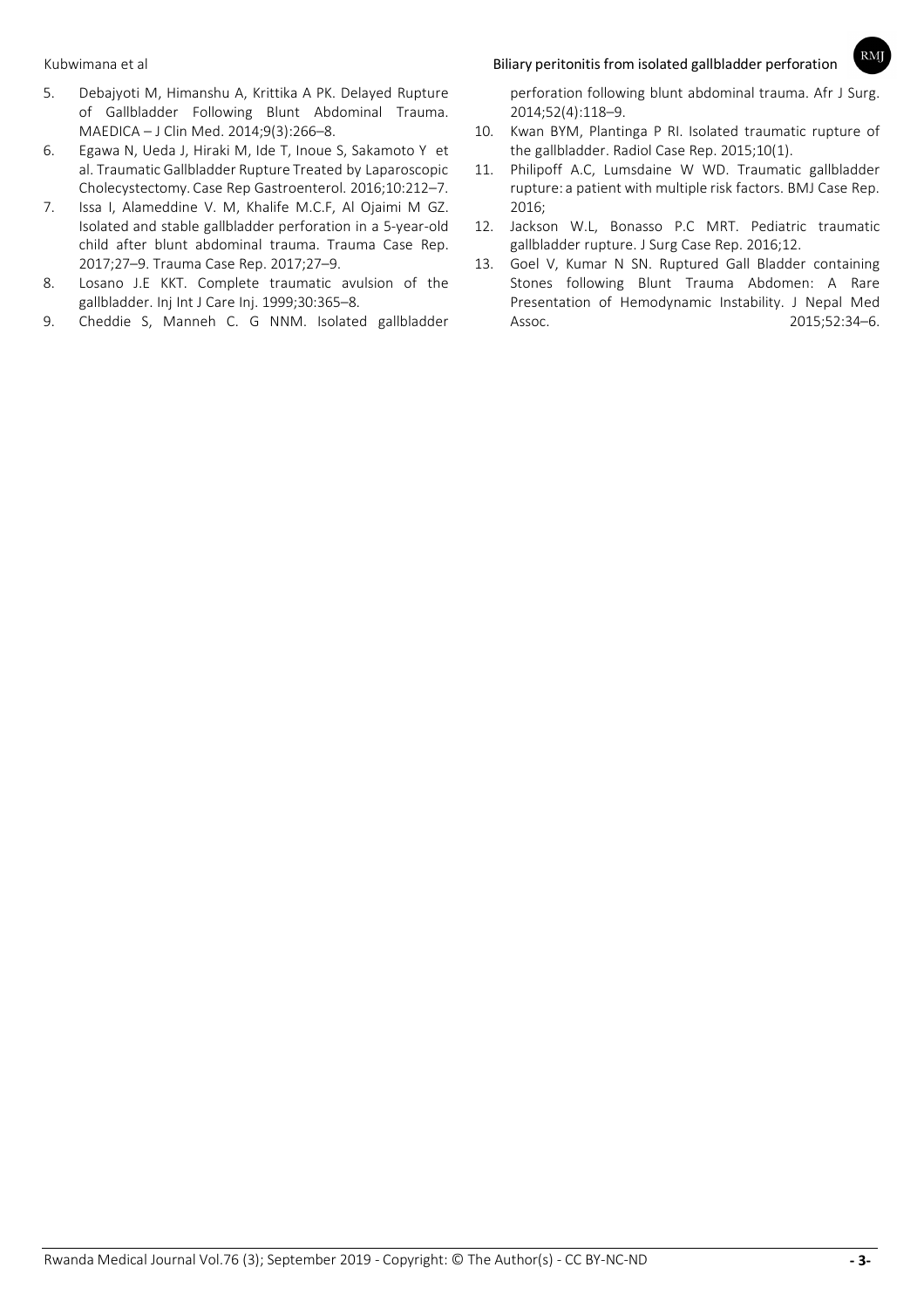5. Debajyoti M, Himanshu A, Krittika A PK. Delayed Rupture of Gallbladder Following Blunt Abdominal Trauma. MAEDICA – J Clin Med. 2014;9(3):266–8.
6. Egawa N, Ueda J, Hiraki M, Ide T, Inoue S, Sakamoto Y et al. Traumatic Gallbladder Rupture Treated by Laparoscopic Cholecystectomy. Case Rep Gastroenterol. 2016;10:212–7.
7. Issa I, Alameddine V. M, Khalife M.C.F, Al Ojaimi M GZ. Isolated and stable gallbladder perforation in a 5-year-old child after blunt abdominal trauma. Trauma Case Rep. 2017;27–9. Trauma Case Rep. 2017;27–9.
8. Losano J.E KKT. Complete traumatic avulsion of the gallbladder. Inj Int J Care Inj. 1999;30:365–8.
9. Cheddie S, Manneh C. G NNM. Isolated gallbladder perforation following blunt abdominal trauma. Afr J Surg. 2014;52(4):118–9.
10. Kwan BYM, Plantinga P RI. Isolated traumatic rupture of the gallbladder. Radiol Case Rep. 2015;10(1).
11. Philipoff A.C, Lumsdaine W WD. Traumatic gallbladder rupture: a patient with multiple risk factors. BMJ Case Rep. 2016;
12. Jackson W.L, Bonasso P.C MRT. Pediatric traumatic gallbladder rupture. J Surg Case Rep. 2016;12.
13. Goel V, Kumar N SN. Ruptured Gall Bladder containing Stones following Blunt Trauma Abdomen: A Rare Presentation of Hemodynamic Instability. J Nepal Med Assoc. 2015;52:34–6.